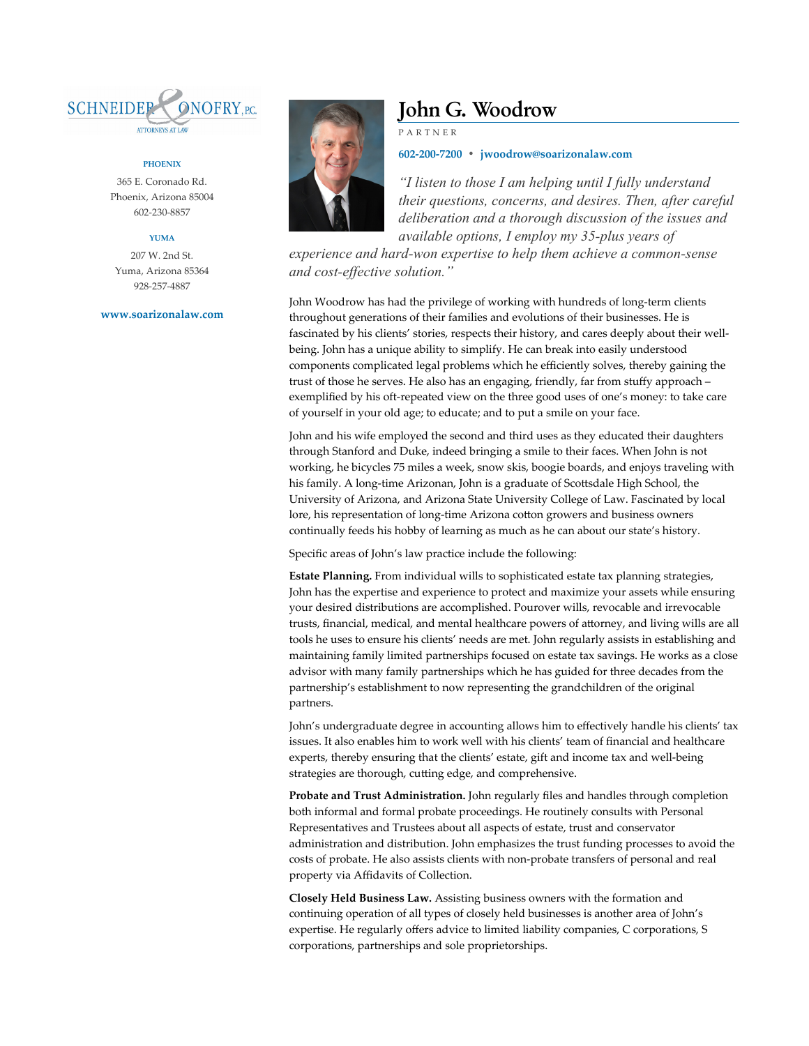SCHNEIDER & ONOFRY, P.C.
ATTORNEYS AT LAW

**PHOENIX**

365 E. Coronado Rd.
Phoenix, Arizona 85004
602-230-8857

**YUMA**

207 W. 2nd St.
Yuma, Arizona 85364
928-257-4887

**www.soarizonalaw.com**

# John G. Woodrow

PARTNER

**602-200-7200 • jwoodrow@soarizonalaw.com**

*"I listen to those I am helping until I fully understand their questions, concerns, and desires. Then, after careful deliberation and a thorough discussion of the issues and available options, I employ my 35-plus years of experience and hard-won expertise to help them achieve a common-sense and cost-effective solution."*

John Woodrow has had the privilege of working with hundreds of long-term clients throughout generations of their families and evolutions of their businesses. He is fascinated by his clients' stories, respects their history, and cares deeply about their well-being. John has a unique ability to simplify. He can break into easily understood components complicated legal problems which he efficiently solves, thereby gaining the trust of those he serves. He also has an engaging, friendly, far from stuffy approach – exemplified by his oft-repeated view on the three good uses of one's money: to take care of yourself in your old age; to educate; and to put a smile on your face.

John and his wife employed the second and third uses as they educated their daughters through Stanford and Duke, indeed bringing a smile to their faces. When John is not working, he bicycles 75 miles a week, snow skis, boogie boards, and enjoys traveling with his family. A long-time Arizonan, John is a graduate of Scottsdale High School, the University of Arizona, and Arizona State University College of Law. Fascinated by local lore, his representation of long-time Arizona cotton growers and business owners continually feeds his hobby of learning as much as he can about our state's history.

Specific areas of John's law practice include the following:

**Estate Planning.** From individual wills to sophisticated estate tax planning strategies, John has the expertise and experience to protect and maximize your assets while ensuring your desired distributions are accomplished. Pourover wills, revocable and irrevocable trusts, financial, medical, and mental healthcare powers of attorney, and living wills are all tools he uses to ensure his clients' needs are met. John regularly assists in establishing and maintaining family limited partnerships focused on estate tax savings. He works as a close advisor with many family partnerships which he has guided for three decades from the partnership's establishment to now representing the grandchildren of the original partners.

John's undergraduate degree in accounting allows him to effectively handle his clients' tax issues. It also enables him to work well with his clients' team of financial and healthcare experts, thereby ensuring that the clients' estate, gift and income tax and well-being strategies are thorough, cutting edge, and comprehensive.

**Probate and Trust Administration.** John regularly files and handles through completion both informal and formal probate proceedings. He routinely consults with Personal Representatives and Trustees about all aspects of estate, trust and conservator administration and distribution. John emphasizes the trust funding processes to avoid the costs of probate. He also assists clients with non-probate transfers of personal and real property via Affidavits of Collection.

**Closely Held Business Law.** Assisting business owners with the formation and continuing operation of all types of closely held businesses is another area of John's expertise. He regularly offers advice to limited liability companies, C corporations, S corporations, partnerships and sole proprietorships.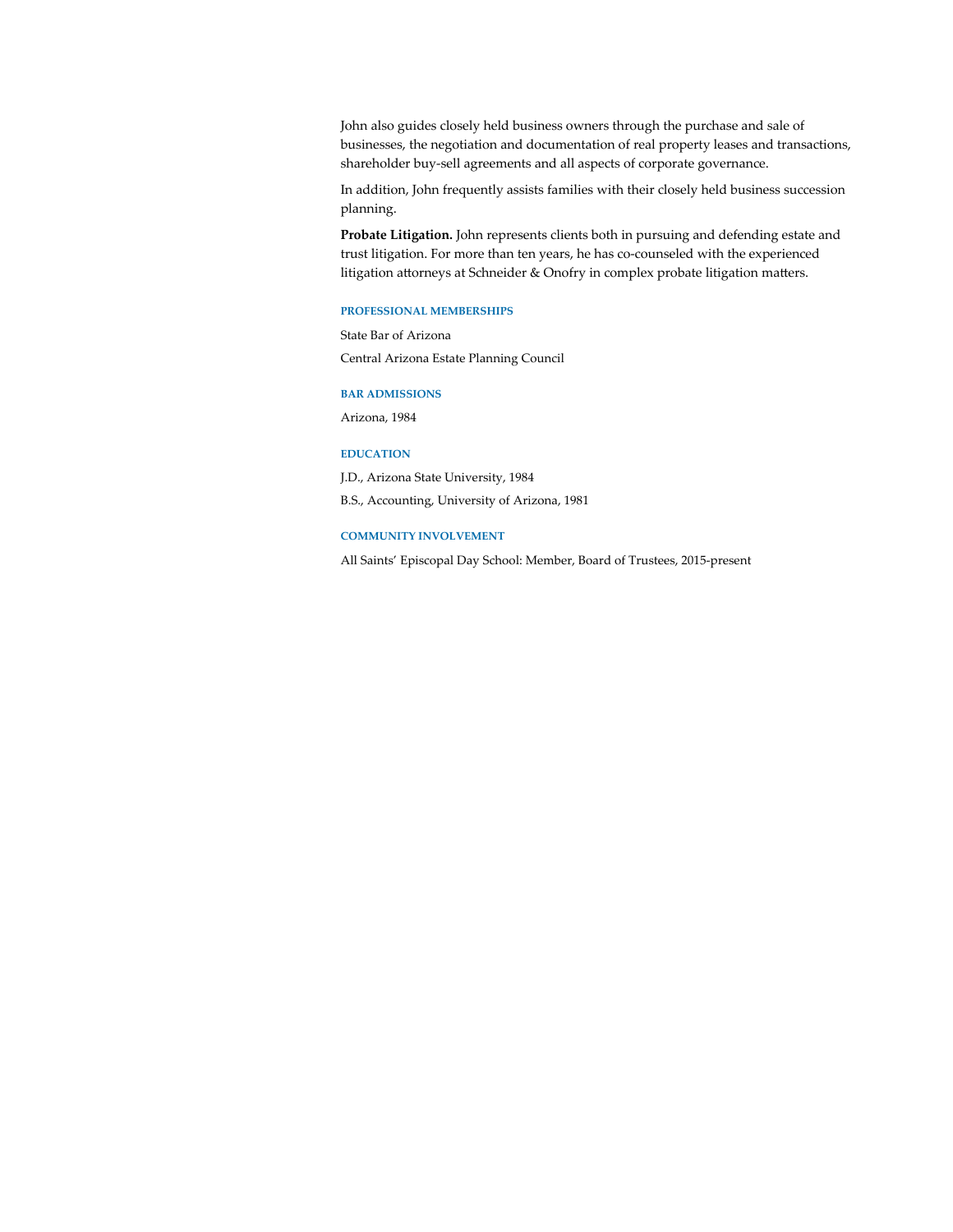John also guides closely held business owners through the purchase and sale of businesses, the negotiation and documentation of real property leases and transactions, shareholder buy-sell agreements and all aspects of corporate governance.

In addition, John frequently assists families with their closely held business succession planning.

**Probate Litigation.** John represents clients both in pursuing and defending estate and trust litigation. For more than ten years, he has co-counseled with the experienced litigation attorneys at Schneider & Onofry in complex probate litigation matters.

### PROFESSIONAL MEMBERSHIPS

State Bar of Arizona

Central Arizona Estate Planning Council

### BAR ADMISSIONS

Arizona, 1984

### EDUCATION

J.D., Arizona State University, 1984

B.S., Accounting, University of Arizona, 1981

### COMMUNITY INVOLVEMENT

All Saints' Episcopal Day School: Member, Board of Trustees, 2015-present